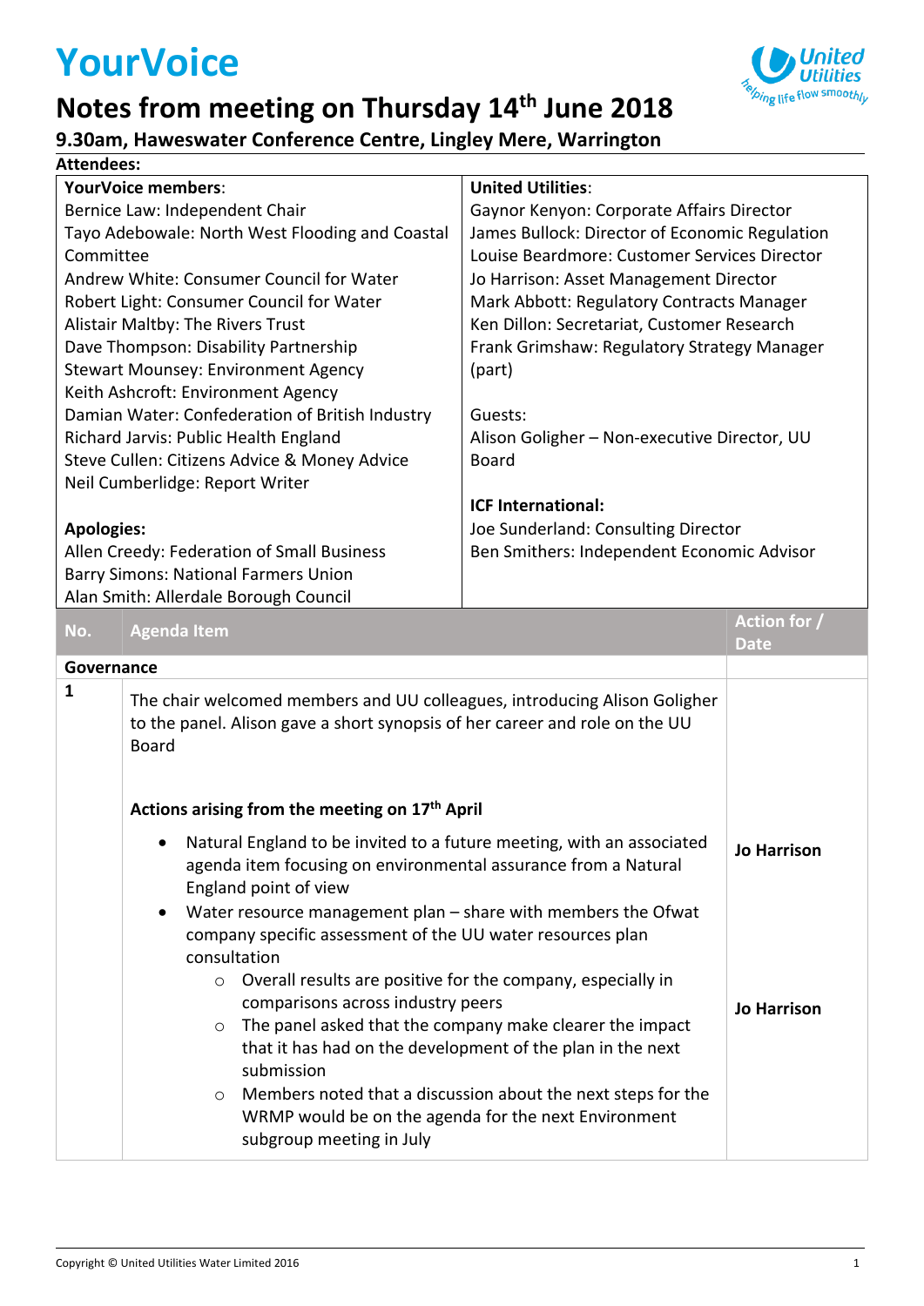# YourVoice

## Notes from meeting on Thursday 14th June 2018

### 9.30am, Haweswater Conference Centre, Lingley Mere, Warrington

**Attendees:**

| **YourVoice members**: | **United Utilities**: |
|---|---|
| Bernice Law: Independent Chair<br>Tayo Adebowale: North West Flooding and Coastal Committee<br>Andrew White: Consumer Council for Water<br>Robert Light: Consumer Council for Water<br>Alistair Maltby: The Rivers Trust<br>Dave Thompson: Disability Partnership<br>Stewart Mounsey: Environment Agency<br>Keith Ashcroft: Environment Agency<br>Damian Water: Confederation of British Industry<br>Richard Jarvis: Public Health England<br>Steve Cullen: Citizens Advice & Money Advice<br>Neil Cumberlidge: Report Writer<br><br>**Apologies:**<br>Allen Creedy: Federation of Small Business<br>Barry Simons: National Farmers Union<br>Alan Smith: Allerdale Borough Council | Gaynor Kenyon: Corporate Affairs Director<br>James Bullock: Director of Economic Regulation<br>Louise Beardmore: Customer Services Director<br>Jo Harrison: Asset Management Director<br>Mark Abbott: Regulatory Contracts Manager<br>Ken Dillon: Secretariat, Customer Research<br>Frank Grimshaw: Regulatory Strategy Manager (part)<br><br>Guests:<br>Alison Goligher – Non-executive Director, UU Board<br><br>**ICF International:**<br>Joe Sunderland: Consulting Director<br>Ben Smithers: Independent Economic Advisor |

| No. | Agenda Item | Action for / Date |
|---|---|---|
| **Governance** | | |
| **1** | The chair welcomed members and UU colleagues, introducing Alison Goligher to the panel. Alison gave a short synopsis of her career and role on the UU Board | |
| | **Actions arising from the meeting on 17th April** | |
| | • Natural England to be invited to a future meeting, with an associated agenda item focusing on environmental assurance from a Natural England point of view | **Jo Harrison** |
| | • Water resource management plan – share with members the Ofwat company specific assessment of the UU water resources plan consultation<br>  ○ Overall results are positive for the company, especially in comparisons across industry peers<br>  ○ The panel asked that the company make clearer the impact that it has had on the development of the plan in the next submission<br>  ○ Members noted that a discussion about the next steps for the WRMP would be on the agenda for the next Environment subgroup meeting in July | **Jo Harrison** |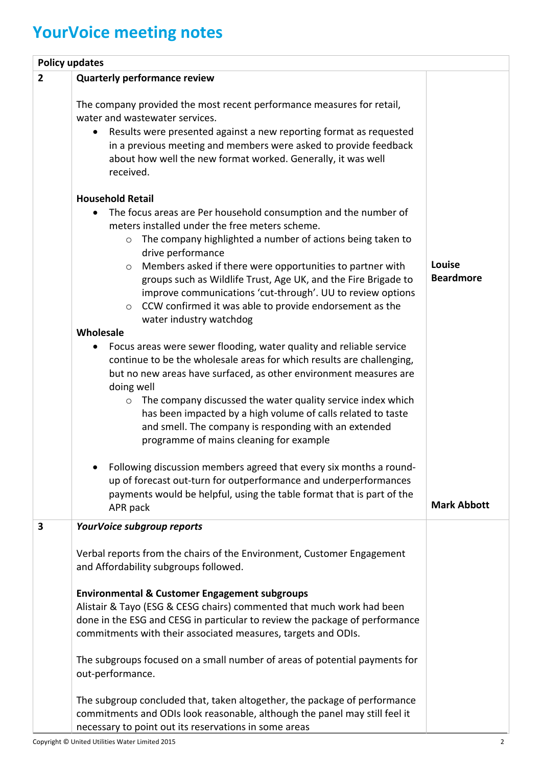# YourVoice meeting notes

| Policy updates | | |
|---|---|---|
| **2** | **Quarterly performance review**<br><br>The company provided the most recent performance measures for retail, water and wastewater services.<br>• Results were presented against a new reporting format as requested in a previous meeting and members were asked to provide feedback about how well the new format worked. Generally, it was well received.<br><br>**Household Retail**<br>• The focus areas are Per household consumption and the number of meters installed under the free meters scheme.<br>  ○ The company highlighted a number of actions being taken to drive performance<br>  ○ Members asked if there were opportunities to partner with groups such as Wildlife Trust, Age UK, and the Fire Brigade to improve communications 'cut-through'. UU to review options<br>  ○ CCW confirmed it was able to provide endorsement as the water industry watchdog<br>**Wholesale**<br>• Focus areas were sewer flooding, water quality and reliable service continue to be the wholesale areas for which results are challenging, but no new areas have surfaced, as other environment measures are doing well<br>  ○ The company discussed the water quality service index which has been impacted by a high volume of calls related to taste and smell. The company is responding with an extended programme of mains cleaning for example<br><br>• Following discussion members agreed that every six months a round-up of forecast out-turn for outperformance and underperformances payments would be helpful, using the table format that is part of the APR pack | **Louise Beardmore**<br><br><br><br>**Mark Abbott** |
| **3** | ***YourVoice subgroup reports***<br><br>Verbal reports from the chairs of the Environment, Customer Engagement and Affordability subgroups followed.<br><br>**Environmental & Customer Engagement subgroups**<br>Alistair & Tayo (ESG & CESG chairs) commented that much work had been done in the ESG and CESG in particular to review the package of performance commitments with their associated measures, targets and ODIs.<br><br>The subgroups focused on a small number of areas of potential payments for out-performance.<br><br>The subgroup concluded that, taken altogether, the package of performance commitments and ODIs look reasonable, although the panel may still feel it necessary to point out its reservations in some areas | |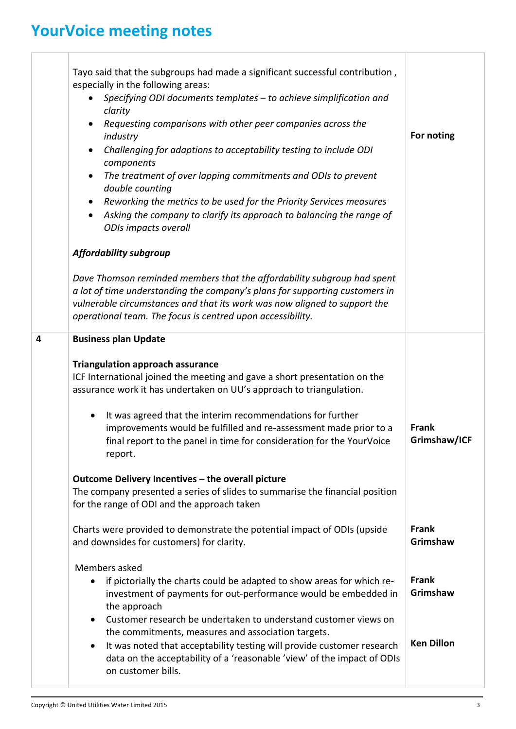# YourVoice meeting notes

| | | |
|---|---|---|
| | Tayo said that the subgroups had made a significant successful contribution , especially in the following areas:<br>• *Specifying ODI documents templates – to achieve simplification and clarity*<br>• *Requesting comparisons with other peer companies across the industry*<br>• *Challenging for adaptions to acceptability testing to include ODI components*<br>• *The treatment of over lapping commitments and ODIs to prevent double counting*<br>• *Reworking the metrics to be used for the Priority Services measures*<br>• *Asking the company to clarify its approach to balancing the range of ODIs impacts overall*<br><br>***Affordability subgroup***<br><br>*Dave Thomson reminded members that the affordability subgroup had spent a lot of time understanding the company's plans for supporting customers in vulnerable circumstances and that its work was now aligned to support the operational team. The focus is centred upon accessibility.* | **For noting** |
| **4** | **Business plan Update**<br><br>**Triangulation approach assurance**<br>ICF International joined the meeting and gave a short presentation on the assurance work it has undertaken on UU's approach to triangulation.<br><br>• It was agreed that the interim recommendations for further improvements would be fulfilled and re-assessment made prior to a final report to the panel in time for consideration for the YourVoice report. | **Frank Grimshaw/ICF** |
| | **Outcome Delivery Incentives – the overall picture**<br>The company presented a series of slides to summarise the financial position for the range of ODI and the approach taken<br><br>Charts were provided to demonstrate the potential impact of ODIs (upside and downsides for customers) for clarity. | **Frank Grimshaw** |
| | Members asked<br>• if pictorially the charts could be adapted to show areas for which re-investment of payments for out-performance would be embedded in the approach | **Frank Grimshaw** |
| | • Customer research be undertaken to understand customer views on the commitments, measures and association targets.<br>• It was noted that acceptability testing will provide customer research data on the acceptability of a 'reasonable 'view' of the impact of ODIs on customer bills. | **Ken Dillon** |

Copyright © United Utilities Water Limited 2015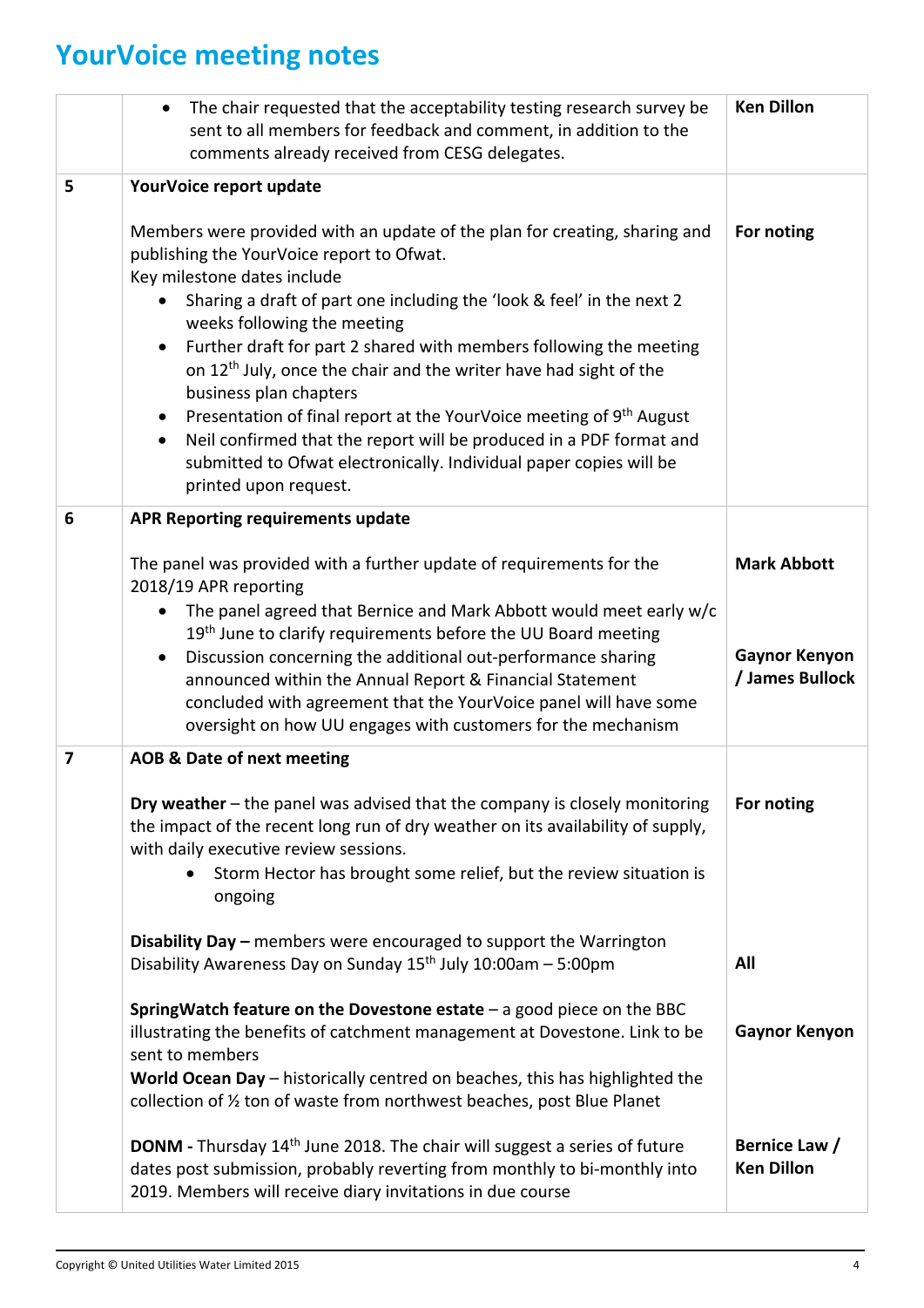# YourVoice meeting notes

| | | |
|---|---|---|
| | • The chair requested that the acceptability testing research survey be sent to all members for feedback and comment, in addition to the comments already received from CESG delegates. | **Ken Dillon** |
| **5** | **YourVoice report update**<br><br>Members were provided with an update of the plan for creating, sharing and publishing the YourVoice report to Ofwat.<br>Key milestone dates include<br>• Sharing a draft of part one including the 'look & feel' in the next 2 weeks following the meeting<br>• Further draft for part 2 shared with members following the meeting on 12th July, once the chair and the writer have had sight of the business plan chapters<br>• Presentation of final report at the YourVoice meeting of 9th August<br>• Neil confirmed that the report will be produced in a PDF format and submitted to Ofwat electronically. Individual paper copies will be printed upon request. | <br><br>**For noting** |
| **6** | **APR Reporting requirements update**<br><br>The panel was provided with a further update of requirements for the 2018/19 APR reporting<br>• The panel agreed that Bernice and Mark Abbott would meet early w/c 19th June to clarify requirements before the UU Board meeting<br>• Discussion concerning the additional out-performance sharing announced within the Annual Report & Financial Statement concluded with agreement that the YourVoice panel will have some oversight on how UU engages with customers for the mechanism | <br><br>**Mark Abbott**<br><br><br>**Gaynor Kenyon / James Bullock** |
| **7** | **AOB & Date of next meeting**<br><br>**Dry weather** – the panel was advised that the company is closely monitoring the impact of the recent long run of dry weather on its availability of supply, with daily executive review sessions.<br>• Storm Hector has brought some relief, but the review situation is ongoing<br><br>**Disability Day –** members were encouraged to support the Warrington Disability Awareness Day on Sunday 15th July 10:00am – 5:00pm<br><br>**SpringWatch feature on the Dovestone estate** – a good piece on the BBC illustrating the benefits of catchment management at Dovestone. Link to be sent to members<br>**World Ocean Day** – historically centred on beaches, this has highlighted the collection of ½ ton of waste from northwest beaches, post Blue Planet<br><br>**DONM -** Thursday 14th June 2018. The chair will suggest a series of future dates post submission, probably reverting from monthly to bi-monthly into 2019. Members will receive diary invitations in due course | <br><br>**For noting**<br><br><br><br><br>**All**<br><br><br>**Gaynor Kenyon**<br><br><br><br><br>**Bernice Law / Ken Dillon** |

Copyright © United Utilities Water Limited 2015